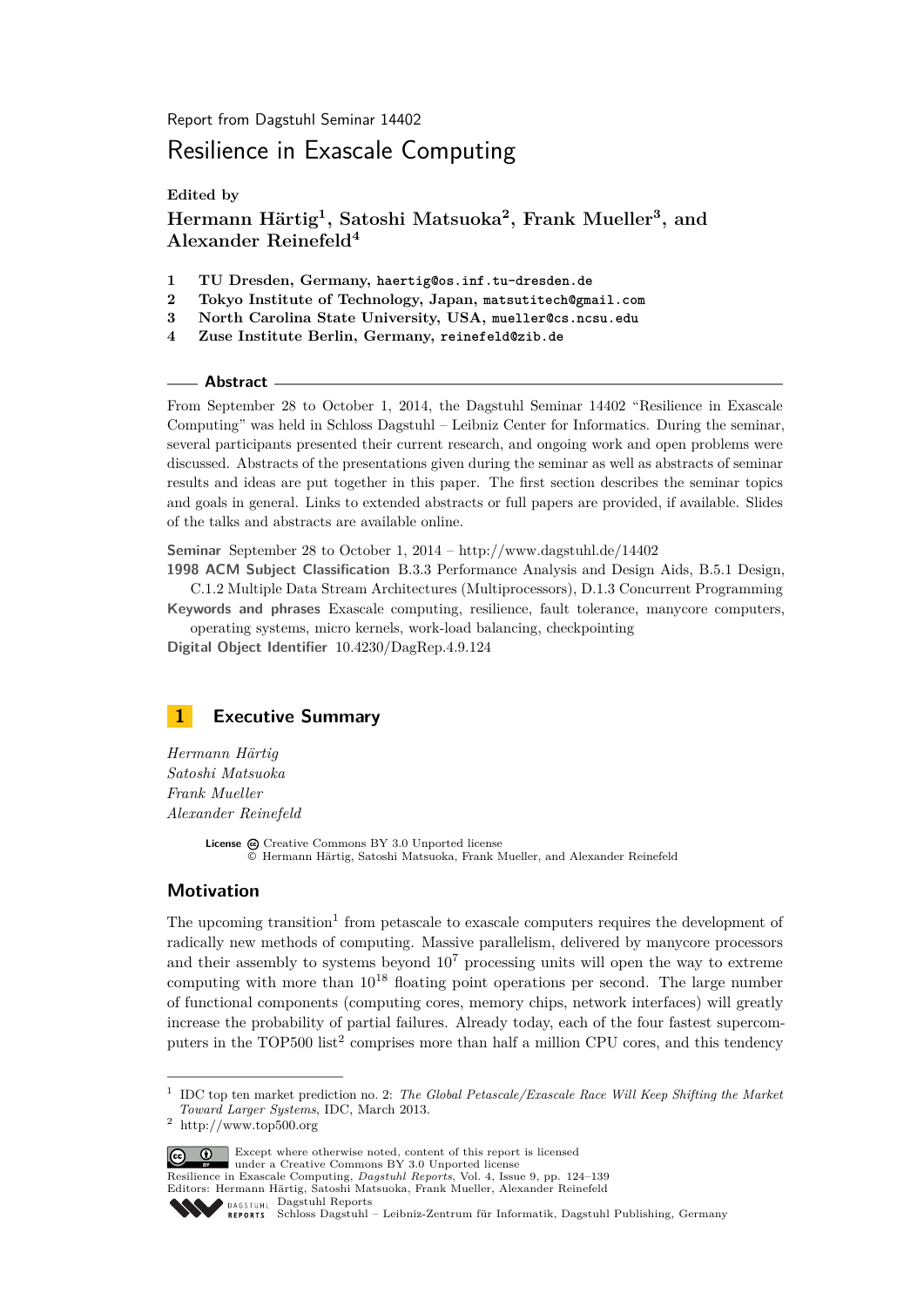Report from Dagstuhl Seminar 14402

# Resilience in Exascale Computing

**Edited by**

**Hermann Härtig[1], Satoshi Matsuoka[2], Frank Mueller[3], and Alexander Reinefeld[4]**

1. **TU Dresden, Germany,** haertig@os.inf.tu-dresden.de
2. **Tokyo Institute of Technology, Japan,** matsutitech@gmail.com
3. **North Carolina State University, USA,** mueller@cs.ncsu.edu
4. **Zuse Institute Berlin, Germany,** reinefeld@zib.de

## Abstract

From September 28 to October 1, 2014, the Dagstuhl Seminar 14402 "Resilience in Exascale Computing" was held in Schloss Dagstuhl – Leibniz Center for Informatics. During the seminar, several participants presented their current research, and ongoing work and open problems were discussed. Abstracts of the presentations given during the seminar as well as abstracts of seminar results and ideas are put together in this paper. The first section describes the seminar topics and goals in general. Links to extended abstracts or full papers are provided, if available. Slides of the talks and abstracts are available online.

**Seminar** September 28 to October 1, 2014 – http://www.dagstuhl.de/14402

**1998 ACM Subject Classification** B.3.3 Performance Analysis and Design Aids, B.5.1 Design, C.1.2 Multiple Data Stream Architectures (Multiprocessors), D.1.3 Concurrent Programming

**Keywords and phrases** Exascale computing, resilience, fault tolerance, manycore computers, operating systems, micro kernels, work-load balancing, checkpointing

**Digital Object Identifier** 10.4230/DagRep.4.9.124

## 1 Executive Summary

*Hermann Härtig*
*Satoshi Matsuoka*
*Frank Mueller*
*Alexander Reinefeld*

**License** Creative Commons BY 3.0 Unported license
© Hermann Härtig, Satoshi Matsuoka, Frank Mueller, and Alexander Reinefeld

### Motivation

The upcoming transition[1] from petascale to exascale computers requires the development of radically new methods of computing. Massive parallelism, delivered by manycore processors and their assembly to systems beyond $10^7$ processing units will open the way to extreme computing with more than $10^{18}$ floating point operations per second. The large number of functional components (computing cores, memory chips, network interfaces) will greatly increase the probability of partial failures. Already today, each of the four fastest supercomputers in the TOP500 list[2] comprises more than half a million CPU cores, and this tendency

---

[1] IDC top ten market prediction no. 2: *The Global Petascale/Exascale Race Will Keep Shifting the Market Toward Larger Systems*, IDC, March 2013.

[2] http://www.top500.org

Except where otherwise noted, content of this report is licensed under a Creative Commons BY 3.0 Unported license
Resilience in Exascale Computing, *Dagstuhl Reports*, Vol. 4, Issue 9, pp. 124–139
Editors: Hermann Härtig, Satoshi Matsuoka, Frank Mueller, Alexander Reinefeld
Dagstuhl Reports
Schloss Dagstuhl – Leibniz-Zentrum für Informatik, Dagstuhl Publishing, Germany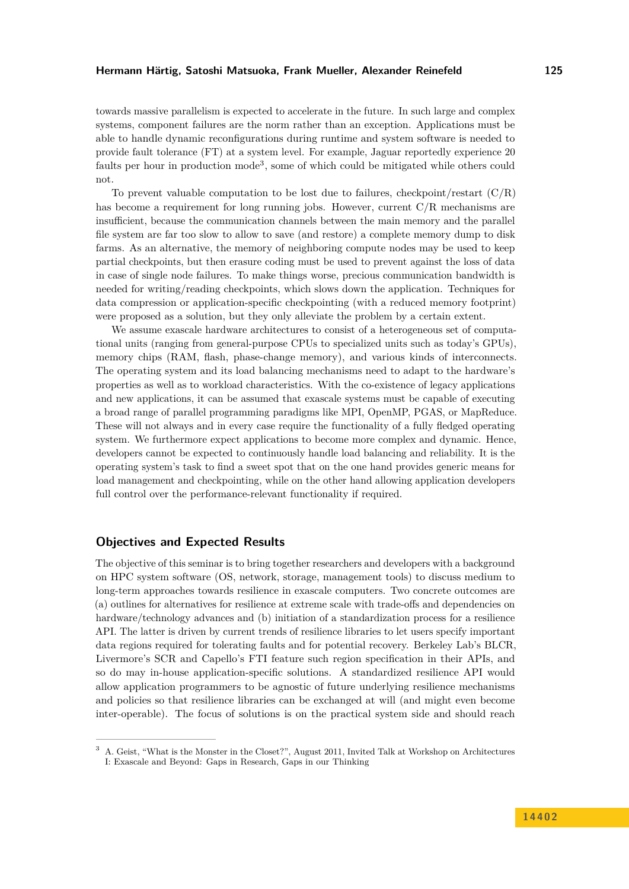towards massive parallelism is expected to accelerate in the future. In such large and complex systems, component failures are the norm rather than an exception. Applications must be able to handle dynamic reconfigurations during runtime and system software is needed to provide fault tolerance (FT) at a system level. For example, Jaguar reportedly experience 20 faults per hour in production mode[3], some of which could be mitigated while others could not.

To prevent valuable computation to be lost due to failures, checkpoint/restart (C/R) has become a requirement for long running jobs. However, current C/R mechanisms are insufficient, because the communication channels between the main memory and the parallel file system are far too slow to allow to save (and restore) a complete memory dump to disk farms. As an alternative, the memory of neighboring compute nodes may be used to keep partial checkpoints, but then erasure coding must be used to prevent against the loss of data in case of single node failures. To make things worse, precious communication bandwidth is needed for writing/reading checkpoints, which slows down the application. Techniques for data compression or application-specific checkpointing (with a reduced memory footprint) were proposed as a solution, but they only alleviate the problem by a certain extent.

We assume exascale hardware architectures to consist of a heterogeneous set of computational units (ranging from general-purpose CPUs to specialized units such as today's GPUs), memory chips (RAM, flash, phase-change memory), and various kinds of interconnects. The operating system and its load balancing mechanisms need to adapt to the hardware's properties as well as to workload characteristics. With the co-existence of legacy applications and new applications, it can be assumed that exascale systems must be capable of executing a broad range of parallel programming paradigms like MPI, OpenMP, PGAS, or MapReduce. These will not always and in every case require the functionality of a fully fledged operating system. We furthermore expect applications to become more complex and dynamic. Hence, developers cannot be expected to continuously handle load balancing and reliability. It is the operating system's task to find a sweet spot that on the one hand provides generic means for load management and checkpointing, while on the other hand allowing application developers full control over the performance-relevant functionality if required.

## Objectives and Expected Results

The objective of this seminar is to bring together researchers and developers with a background on HPC system software (OS, network, storage, management tools) to discuss medium to long-term approaches towards resilience in exascale computers. Two concrete outcomes are (a) outlines for alternatives for resilience at extreme scale with trade-offs and dependencies on hardware/technology advances and (b) initiation of a standardization process for a resilience API. The latter is driven by current trends of resilience libraries to let users specify important data regions required for tolerating faults and for potential recovery. Berkeley Lab's BLCR, Livermore's SCR and Capello's FTI feature such region specification in their APIs, and so do may in-house application-specific solutions. A standardized resilience API would allow application programmers to be agnostic of future underlying resilience mechanisms and policies so that resilience libraries can be exchanged at will (and might even become inter-operable). The focus of solutions is on the practical system side and should reach

[3] A. Geist, "What is the Monster in the Closet?", August 2011, Invited Talk at Workshop on Architectures I: Exascale and Beyond: Gaps in Research, Gaps in our Thinking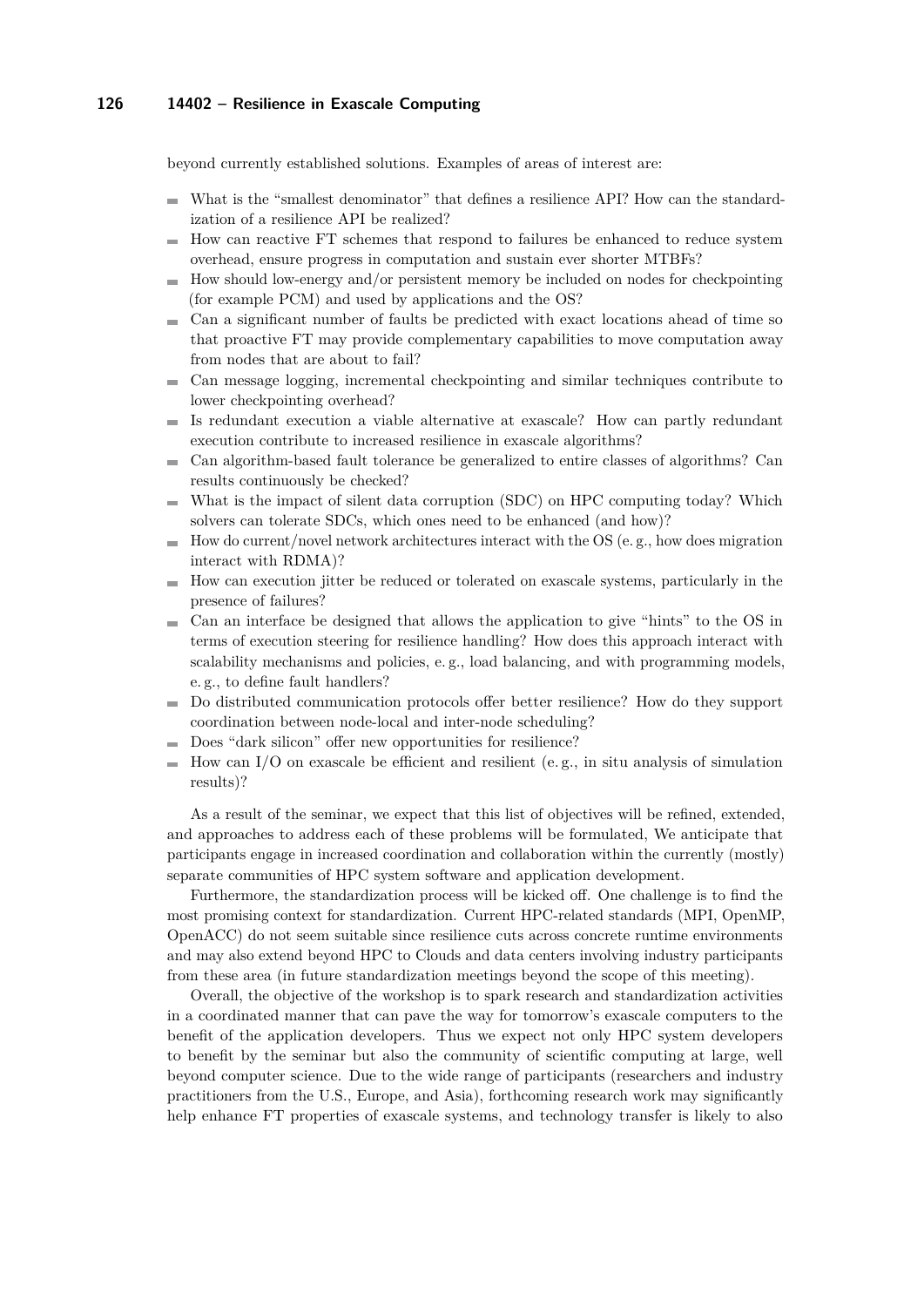beyond currently established solutions. Examples of areas of interest are:

- What is the "smallest denominator" that defines a resilience API? How can the standardization of a resilience API be realized?
- How can reactive FT schemes that respond to failures be enhanced to reduce system overhead, ensure progress in computation and sustain ever shorter MTBFs?
- How should low-energy and/or persistent memory be included on nodes for checkpointing (for example PCM) and used by applications and the OS?
- Can a significant number of faults be predicted with exact locations ahead of time so that proactive FT may provide complementary capabilities to move computation away from nodes that are about to fail?
- Can message logging, incremental checkpointing and similar techniques contribute to lower checkpointing overhead?
- Is redundant execution a viable alternative at exascale? How can partly redundant execution contribute to increased resilience in exascale algorithms?
- Can algorithm-based fault tolerance be generalized to entire classes of algorithms? Can results continuously be checked?
- What is the impact of silent data corruption (SDC) on HPC computing today? Which solvers can tolerate SDCs, which ones need to be enhanced (and how)?
- How do current/novel network architectures interact with the OS (e. g., how does migration interact with RDMA)?
- How can execution jitter be reduced or tolerated on exascale systems, particularly in the presence of failures?
- Can an interface be designed that allows the application to give "hints" to the OS in terms of execution steering for resilience handling? How does this approach interact with scalability mechanisms and policies, e. g., load balancing, and with programming models, e. g., to define fault handlers?
- Do distributed communication protocols offer better resilience? How do they support coordination between node-local and inter-node scheduling?
- Does "dark silicon" offer new opportunities for resilience?
- How can I/O on exascale be efficient and resilient (e. g., in situ analysis of simulation results)?

As a result of the seminar, we expect that this list of objectives will be refined, extended, and approaches to address each of these problems will be formulated, We anticipate that participants engage in increased coordination and collaboration within the currently (mostly) separate communities of HPC system software and application development.

Furthermore, the standardization process will be kicked off. One challenge is to find the most promising context for standardization. Current HPC-related standards (MPI, OpenMP, OpenACC) do not seem suitable since resilience cuts across concrete runtime environments and may also extend beyond HPC to Clouds and data centers involving industry participants from these area (in future standardization meetings beyond the scope of this meeting).

Overall, the objective of the workshop is to spark research and standardization activities in a coordinated manner that can pave the way for tomorrow's exascale computers to the benefit of the application developers. Thus we expect not only HPC system developers to benefit by the seminar but also the community of scientific computing at large, well beyond computer science. Due to the wide range of participants (researchers and industry practitioners from the U.S., Europe, and Asia), forthcoming research work may significantly help enhance FT properties of exascale systems, and technology transfer is likely to also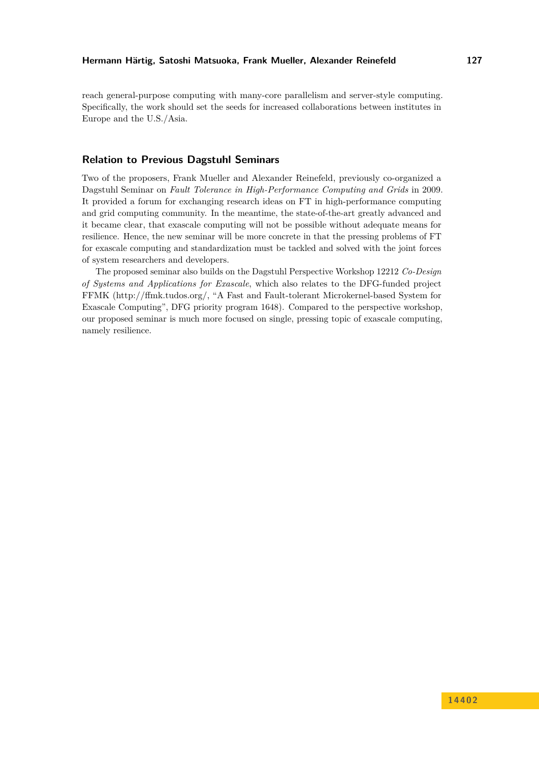reach general-purpose computing with many-core parallelism and server-style computing. Specifically, the work should set the seeds for increased collaborations between institutes in Europe and the U.S./Asia.

## Relation to Previous Dagstuhl Seminars

Two of the proposers, Frank Mueller and Alexander Reinefeld, previously co-organized a Dagstuhl Seminar on *Fault Tolerance in High-Performance Computing and Grids* in 2009. It provided a forum for exchanging research ideas on FT in high-performance computing and grid computing community. In the meantime, the state-of-the-art greatly advanced and it became clear, that exascale computing will not be possible without adequate means for resilience. Hence, the new seminar will be more concrete in that the pressing problems of FT for exascale computing and standardization must be tackled and solved with the joint forces of system researchers and developers.

The proposed seminar also builds on the Dagstuhl Perspective Workshop 12212 *Co-Design of Systems and Applications for Exascale*, which also relates to the DFG-funded project FFMK (http://ffmk.tudos.org/, "A Fast and Fault-tolerant Microkernel-based System for Exascale Computing", DFG priority program 1648). Compared to the perspective workshop, our proposed seminar is much more focused on single, pressing topic of exascale computing, namely resilience.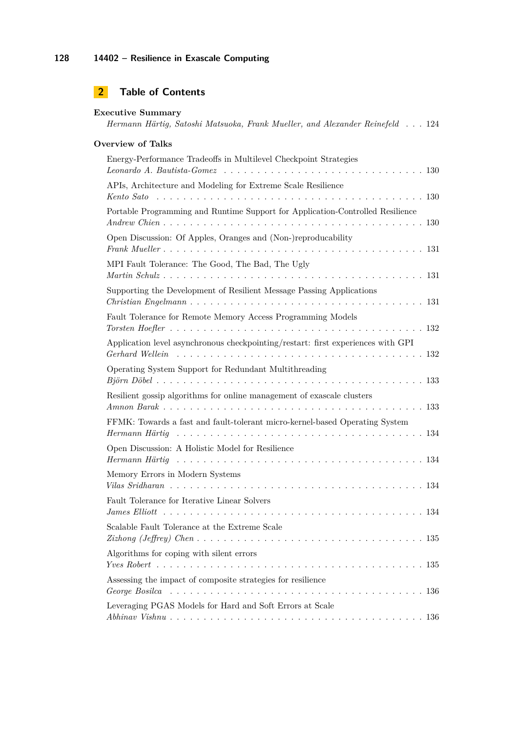## 2 Table of Contents

**Executive Summary**
*Hermann Härtig, Satoshi Matsuoka, Frank Mueller, and Alexander Reinefeld* . . . 124

**Overview of Talks**

Energy-Performance Tradeoffs in Multilevel Checkpoint Strategies
*Leonardo A. Bautista-Gomez* . . . 130

APIs, Architecture and Modeling for Extreme Scale Resilience
*Kento Sato* . . . 130

Portable Programming and Runtime Support for Application-Controlled Resilience
*Andrew Chien* . . . 130

Open Discussion: Of Apples, Oranges and (Non-)reproducability
*Frank Mueller* . . . 131

MPI Fault Tolerance: The Good, The Bad, The Ugly
*Martin Schulz* . . . 131

Supporting the Development of Resilient Message Passing Applications
*Christian Engelmann* . . . 131

Fault Tolerance for Remote Memory Access Programming Models
*Torsten Hoefler* . . . 132

Application level asynchronous checkpointing/restart: first experiences with GPI
*Gerhard Wellein* . . . 132

Operating System Support for Redundant Multithreading
*Björn Döbel* . . . 133

Resilient gossip algorithms for online management of exascale clusters
*Amnon Barak* . . . 133

FFMK: Towards a fast and fault-tolerant micro-kernel-based Operating System
*Hermann Härtig* . . . 134

Open Discussion: A Holistic Model for Resilience
*Hermann Härtig* . . . 134

Memory Errors in Modern Systems
*Vilas Sridharan* . . . 134

Fault Tolerance for Iterative Linear Solvers
*James Elliott* . . . 134

Scalable Fault Tolerance at the Extreme Scale
*Zizhong (Jeffrey) Chen* . . . 135

Algorithms for coping with silent errors
*Yves Robert* . . . 135

Assessing the impact of composite strategies for resilience
*George Bosilca* . . . 136

Leveraging PGAS Models for Hard and Soft Errors at Scale
*Abhinav Vishnu* . . . 136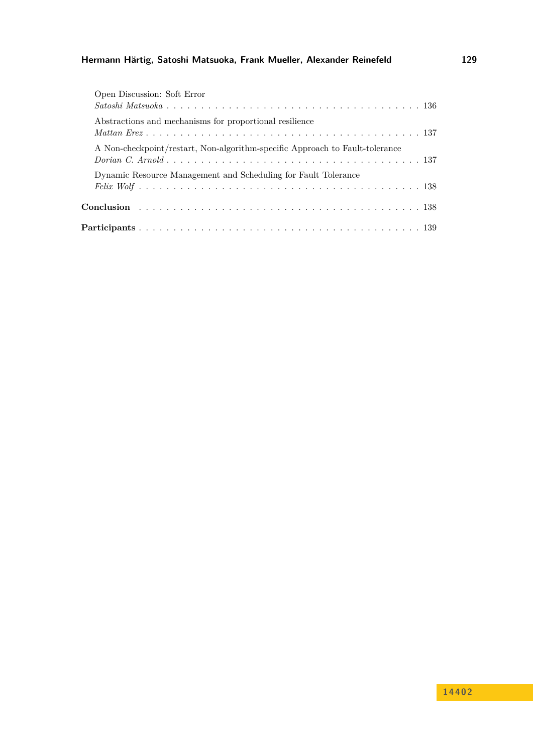Open Discussion: Soft Error
*Satoshi Matsuoka* . . . . . . . . . . . . . . . . . . . . . . . . . . . . . . . . . . . . . 136

Abstractions and mechanisms for proportional resilience
*Mattan Erez* . . . . . . . . . . . . . . . . . . . . . . . . . . . . . . . . . . . . . . . . 137

A Non-checkpoint/restart, Non-algorithm-specific Approach to Fault-tolerance
*Dorian C. Arnold* . . . . . . . . . . . . . . . . . . . . . . . . . . . . . . . . . . . . . 137

Dynamic Resource Management and Scheduling for Fault Tolerance
*Felix Wolf* . . . . . . . . . . . . . . . . . . . . . . . . . . . . . . . . . . . . . . . . . 138

**Conclusion** . . . . . . . . . . . . . . . . . . . . . . . . . . . . . . . . . . . . . . . . 138

**Participants** . . . . . . . . . . . . . . . . . . . . . . . . . . . . . . . . . . . . . . . 139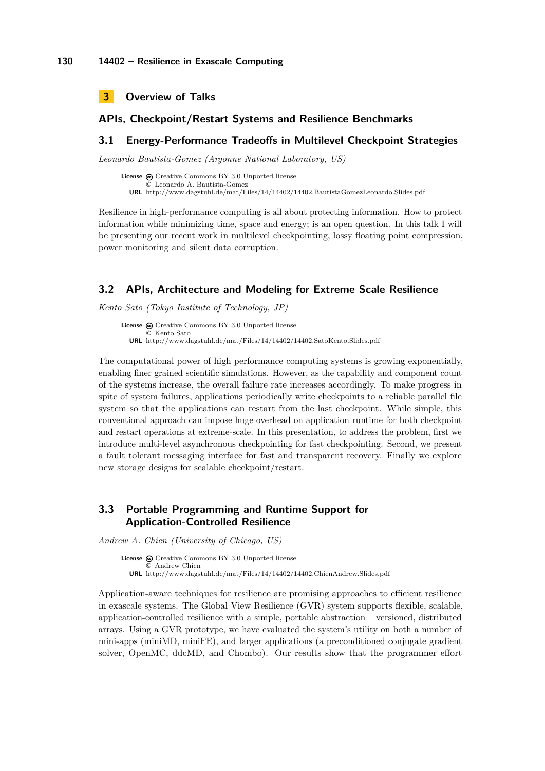## 3 Overview of Talks

### APIs, Checkpoint/Restart Systems and Resilience Benchmarks

### 3.1 Energy-Performance Tradeoffs in Multilevel Checkpoint Strategies

*Leonardo Bautista-Gomez (Argonne National Laboratory, US)*

**License** Creative Commons BY 3.0 Unported license
© Leonardo A. Bautista-Gomez
**URL** http://www.dagstuhl.de/mat/Files/14/14402/14402.BautistaGomezLeonardo.Slides.pdf

Resilience in high-performance computing is all about protecting information. How to protect information while minimizing time, space and energy; is an open question. In this talk I will be presenting our recent work in multilevel checkpointing, lossy floating point compression, power monitoring and silent data corruption.

### 3.2 APIs, Architecture and Modeling for Extreme Scale Resilience

*Kento Sato (Tokyo Institute of Technology, JP)*

**License** Creative Commons BY 3.0 Unported license
© Kento Sato
**URL** http://www.dagstuhl.de/mat/Files/14/14402/14402.SatoKento.Slides.pdf

The computational power of high performance computing systems is growing exponentially, enabling finer grained scientific simulations. However, as the capability and component count of the systems increase, the overall failure rate increases accordingly. To make progress in spite of system failures, applications periodically write checkpoints to a reliable parallel file system so that the applications can restart from the last checkpoint. While simple, this conventional approach can impose huge overhead on application runtime for both checkpoint and restart operations at extreme-scale. In this presentation, to address the problem, first we introduce multi-level asynchronous checkpointing for fast checkpointing. Second, we present a fault tolerant messaging interface for fast and transparent recovery. Finally we explore new storage designs for scalable checkpoint/restart.

### 3.3 Portable Programming and Runtime Support for Application-Controlled Resilience

*Andrew A. Chien (University of Chicago, US)*

**License** Creative Commons BY 3.0 Unported license
© Andrew Chien
**URL** http://www.dagstuhl.de/mat/Files/14/14402/14402.ChienAndrew.Slides.pdf

Application-aware techniques for resilience are promising approaches to efficient resilience in exascale systems. The Global View Resilience (GVR) system supports flexible, scalable, application-controlled resilience with a simple, portable abstraction – versioned, distributed arrays. Using a GVR prototype, we have evaluated the system's utility on both a number of mini-apps (miniMD, miniFE), and larger applications (a preconditioned conjugate gradient solver, OpenMC, ddcMD, and Chombo). Our results show that the programmer effort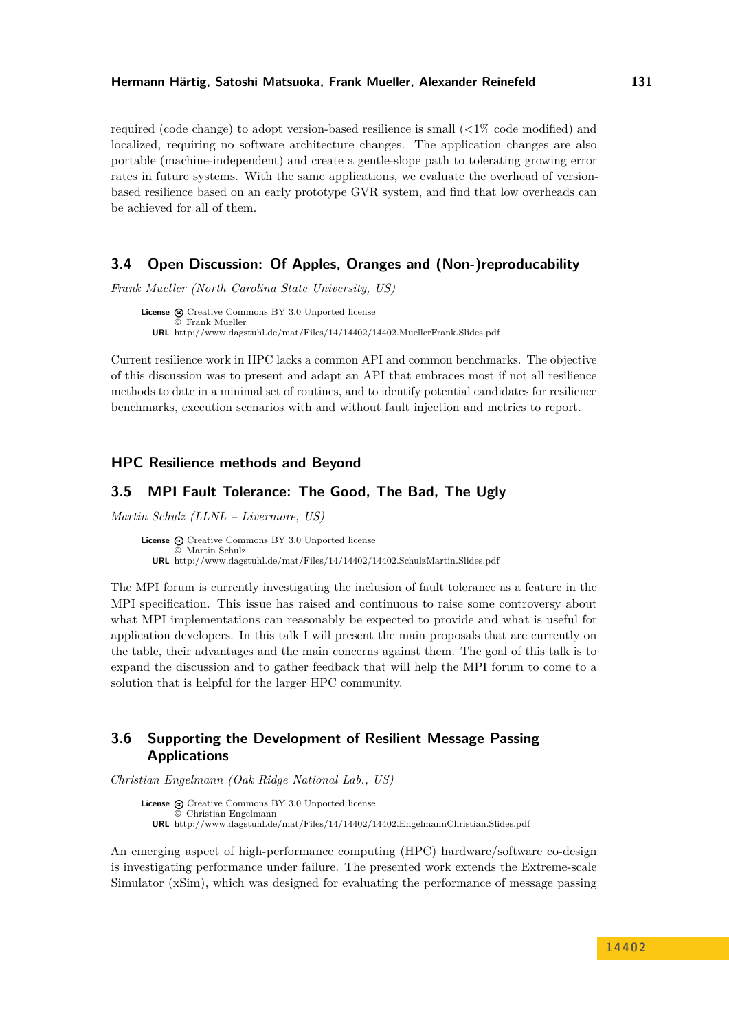required (code change) to adopt version-based resilience is small (<1% code modified) and localized, requiring no software architecture changes. The application changes are also portable (machine-independent) and create a gentle-slope path to tolerating growing error rates in future systems. With the same applications, we evaluate the overhead of version-based resilience based on an early prototype GVR system, and find that low overheads can be achieved for all of them.

## 3.4 Open Discussion: Of Apples, Oranges and (Non-)reproducability

*Frank Mueller (North Carolina State University, US)*

**License** Creative Commons BY 3.0 Unported license
© Frank Mueller
**URL** http://www.dagstuhl.de/mat/Files/14/14402/14402.MuellerFrank.Slides.pdf

Current resilience work in HPC lacks a common API and common benchmarks. The objective of this discussion was to present and adapt an API that embraces most if not all resilience methods to date in a minimal set of routines, and to identify potential candidates for resilience benchmarks, execution scenarios with and without fault injection and metrics to report.

## HPC Resilience methods and Beyond

## 3.5 MPI Fault Tolerance: The Good, The Bad, The Ugly

*Martin Schulz (LLNL – Livermore, US)*

**License** Creative Commons BY 3.0 Unported license
© Martin Schulz
**URL** http://www.dagstuhl.de/mat/Files/14/14402/14402.SchulzMartin.Slides.pdf

The MPI forum is currently investigating the inclusion of fault tolerance as a feature in the MPI specification. This issue has raised and continuous to raise some controversy about what MPI implementations can reasonably be expected to provide and what is useful for application developers. In this talk I will present the main proposals that are currently on the table, their advantages and the main concerns against them. The goal of this talk is to expand the discussion and to gather feedback that will help the MPI forum to come to a solution that is helpful for the larger HPC community.

## 3.6 Supporting the Development of Resilient Message Passing Applications

*Christian Engelmann (Oak Ridge National Lab., US)*

**License** Creative Commons BY 3.0 Unported license
© Christian Engelmann
**URL** http://www.dagstuhl.de/mat/Files/14/14402/14402.EngelmannChristian.Slides.pdf

An emerging aspect of high-performance computing (HPC) hardware/software co-design is investigating performance under failure. The presented work extends the Extreme-scale Simulator (xSim), which was designed for evaluating the performance of message passing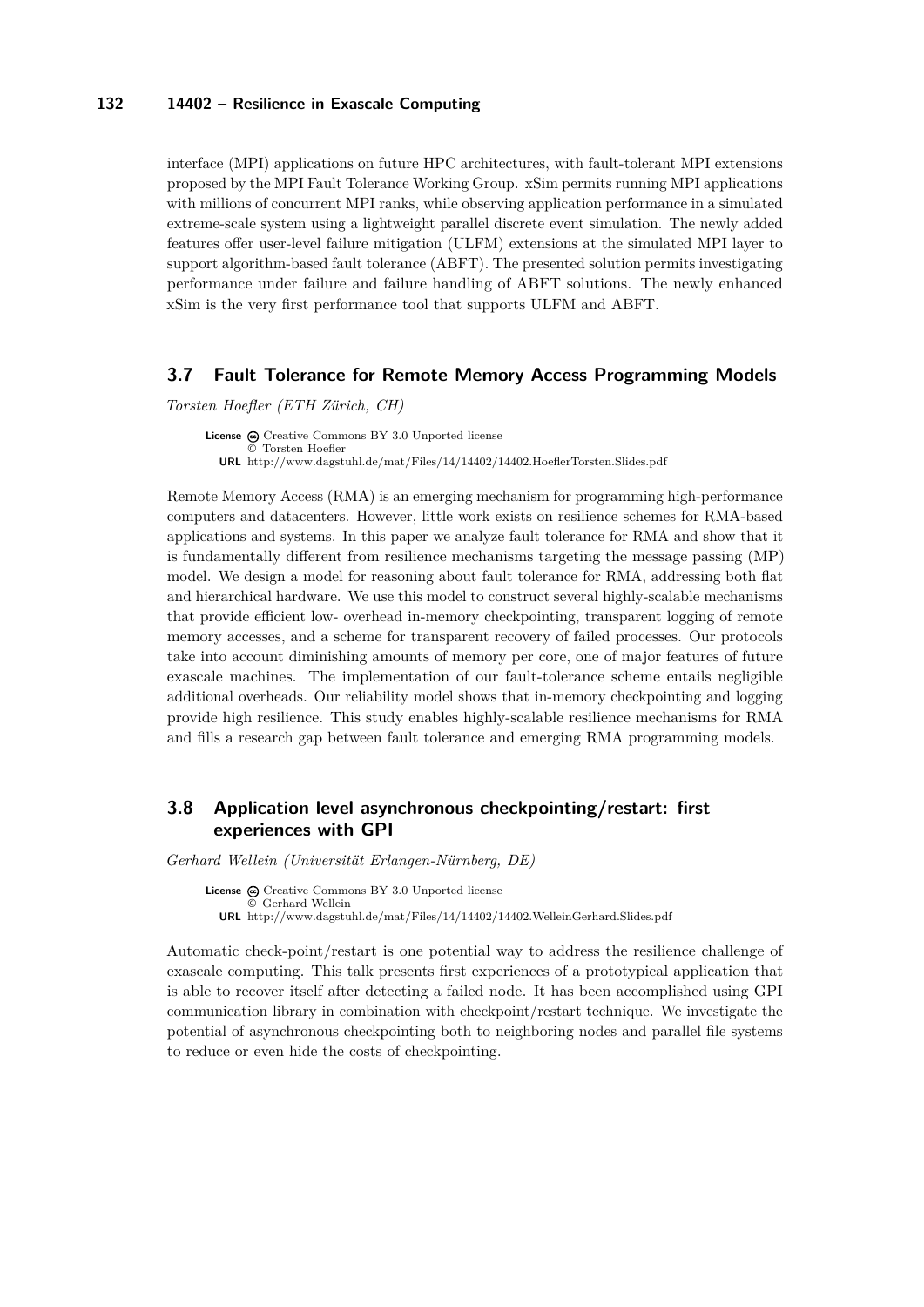interface (MPI) applications on future HPC architectures, with fault-tolerant MPI extensions proposed by the MPI Fault Tolerance Working Group. xSim permits running MPI applications with millions of concurrent MPI ranks, while observing application performance in a simulated extreme-scale system using a lightweight parallel discrete event simulation. The newly added features offer user-level failure mitigation (ULFM) extensions at the simulated MPI layer to support algorithm-based fault tolerance (ABFT). The presented solution permits investigating performance under failure and failure handling of ABFT solutions. The newly enhanced xSim is the very first performance tool that supports ULFM and ABFT.

## 3.7 Fault Tolerance for Remote Memory Access Programming Models

*Torsten Hoefler (ETH Zürich, CH)*

**License** Creative Commons BY 3.0 Unported license
© Torsten Hoefler
**URL** http://www.dagstuhl.de/mat/Files/14/14402/14402.HoeflerTorsten.Slides.pdf

Remote Memory Access (RMA) is an emerging mechanism for programming high-performance computers and datacenters. However, little work exists on resilience schemes for RMA-based applications and systems. In this paper we analyze fault tolerance for RMA and show that it is fundamentally different from resilience mechanisms targeting the message passing (MP) model. We design a model for reasoning about fault tolerance for RMA, addressing both flat and hierarchical hardware. We use this model to construct several highly-scalable mechanisms that provide efficient low- overhead in-memory checkpointing, transparent logging of remote memory accesses, and a scheme for transparent recovery of failed processes. Our protocols take into account diminishing amounts of memory per core, one of major features of future exascale machines. The implementation of our fault-tolerance scheme entails negligible additional overheads. Our reliability model shows that in-memory checkpointing and logging provide high resilience. This study enables highly-scalable resilience mechanisms for RMA and fills a research gap between fault tolerance and emerging RMA programming models.

## 3.8 Application level asynchronous checkpointing/restart: first experiences with GPI

*Gerhard Wellein (Universität Erlangen-Nürnberg, DE)*

**License** Creative Commons BY 3.0 Unported license
© Gerhard Wellein
**URL** http://www.dagstuhl.de/mat/Files/14/14402/14402.WelleinGerhard.Slides.pdf

Automatic check-point/restart is one potential way to address the resilience challenge of exascale computing. This talk presents first experiences of a prototypical application that is able to recover itself after detecting a failed node. It has been accomplished using GPI communication library in combination with checkpoint/restart technique. We investigate the potential of asynchronous checkpointing both to neighboring nodes and parallel file systems to reduce or even hide the costs of checkpointing.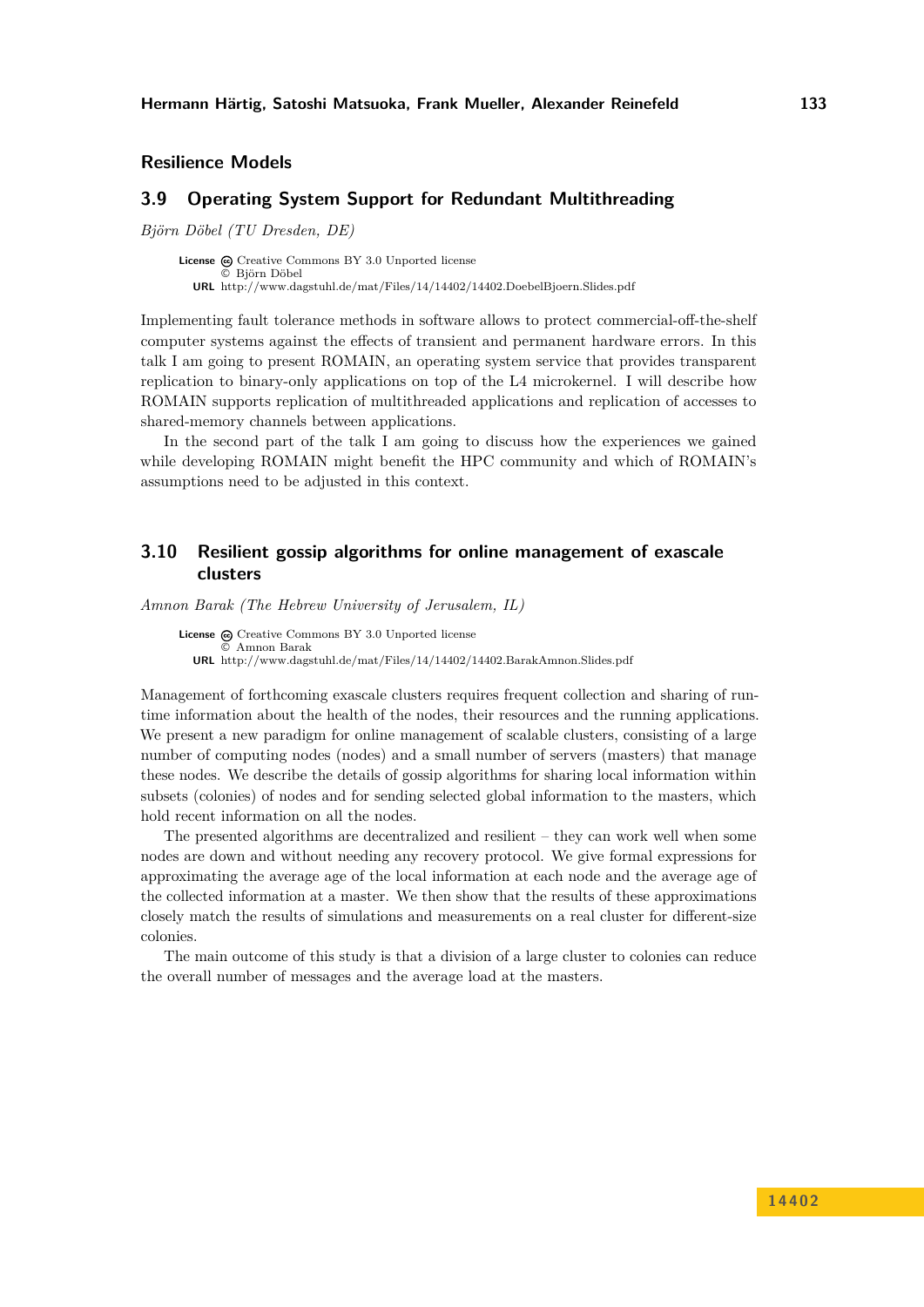## Resilience Models

### 3.9 Operating System Support for Redundant Multithreading

*Björn Döbel (TU Dresden, DE)*

**License** Creative Commons BY 3.0 Unported license
© Björn Döbel
**URL** http://www.dagstuhl.de/mat/Files/14/14402/14402.DoebelBjoern.Slides.pdf

Implementing fault tolerance methods in software allows to protect commercial-off-the-shelf computer systems against the effects of transient and permanent hardware errors. In this talk I am going to present ROMAIN, an operating system service that provides transparent replication to binary-only applications on top of the L4 microkernel. I will describe how ROMAIN supports replication of multithreaded applications and replication of accesses to shared-memory channels between applications.

In the second part of the talk I am going to discuss how the experiences we gained while developing ROMAIN might benefit the HPC community and which of ROMAIN's assumptions need to be adjusted in this context.

### 3.10 Resilient gossip algorithms for online management of exascale clusters

*Amnon Barak (The Hebrew University of Jerusalem, IL)*

**License** Creative Commons BY 3.0 Unported license
© Amnon Barak
**URL** http://www.dagstuhl.de/mat/Files/14/14402/14402.BarakAmnon.Slides.pdf

Management of forthcoming exascale clusters requires frequent collection and sharing of runtime information about the health of the nodes, their resources and the running applications. We present a new paradigm for online management of scalable clusters, consisting of a large number of computing nodes (nodes) and a small number of servers (masters) that manage these nodes. We describe the details of gossip algorithms for sharing local information within subsets (colonies) of nodes and for sending selected global information to the masters, which hold recent information on all the nodes.

The presented algorithms are decentralized and resilient – they can work well when some nodes are down and without needing any recovery protocol. We give formal expressions for approximating the average age of the local information at each node and the average age of the collected information at a master. We then show that the results of these approximations closely match the results of simulations and measurements on a real cluster for different-size colonies.

The main outcome of this study is that a division of a large cluster to colonies can reduce the overall number of messages and the average load at the masters.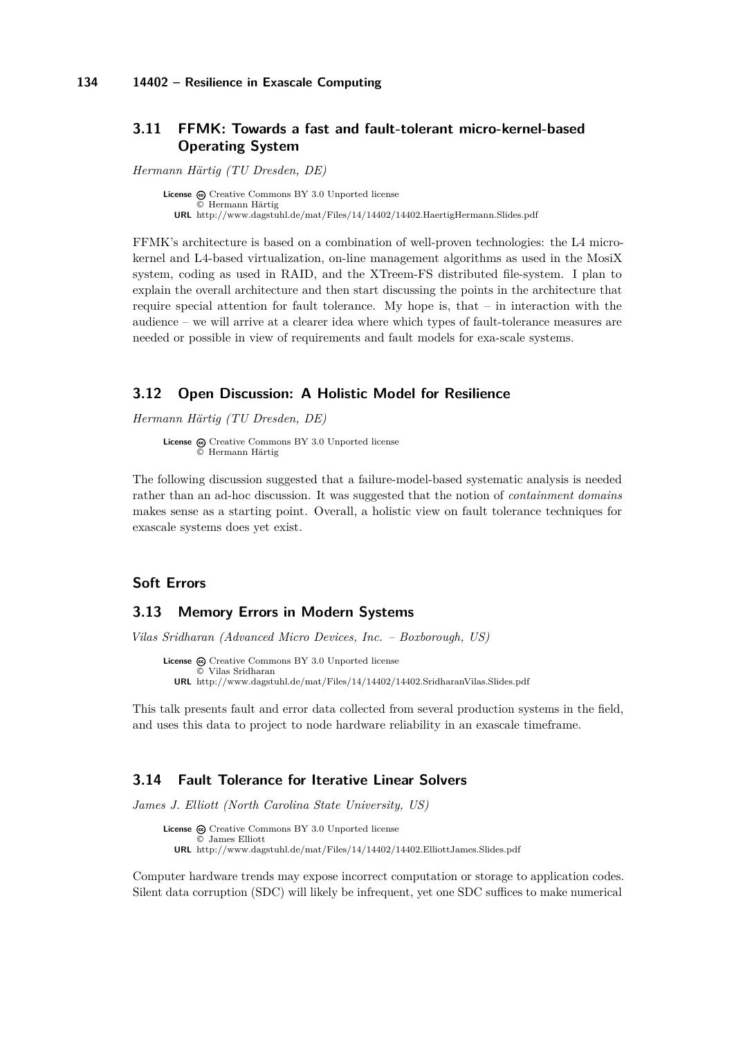## 3.11 FFMK: Towards a fast and fault-tolerant micro-kernel-based Operating System

*Hermann Härtig (TU Dresden, DE)*

**License** Creative Commons BY 3.0 Unported license
© Hermann Härtig
**URL** http://www.dagstuhl.de/mat/Files/14/14402/14402.HaertigHermann.Slides.pdf

FFMK's architecture is based on a combination of well-proven technologies: the L4 micro-kernel and L4-based virtualization, on-line management algorithms as used in the MosiX system, coding as used in RAID, and the XTreem-FS distributed file-system. I plan to explain the overall architecture and then start discussing the points in the architecture that require special attention for fault tolerance. My hope is, that – in interaction with the audience – we will arrive at a clearer idea where which types of fault-tolerance measures are needed or possible in view of requirements and fault models for exa-scale systems.

## 3.12 Open Discussion: A Holistic Model for Resilience

*Hermann Härtig (TU Dresden, DE)*

**License** Creative Commons BY 3.0 Unported license
© Hermann Härtig

The following discussion suggested that a failure-model-based systematic analysis is needed rather than an ad-hoc discussion. It was suggested that the notion of *containment domains* makes sense as a starting point. Overall, a holistic view on fault tolerance techniques for exascale systems does yet exist.

# Soft Errors

## 3.13 Memory Errors in Modern Systems

*Vilas Sridharan (Advanced Micro Devices, Inc. – Boxborough, US)*

**License** Creative Commons BY 3.0 Unported license
© Vilas Sridharan
**URL** http://www.dagstuhl.de/mat/Files/14/14402/14402.SridharanVilas.Slides.pdf

This talk presents fault and error data collected from several production systems in the field, and uses this data to project to node hardware reliability in an exascale timeframe.

## 3.14 Fault Tolerance for Iterative Linear Solvers

*James J. Elliott (North Carolina State University, US)*

**License** Creative Commons BY 3.0 Unported license
© James Elliott
**URL** http://www.dagstuhl.de/mat/Files/14/14402/14402.ElliottJames.Slides.pdf

Computer hardware trends may expose incorrect computation or storage to application codes. Silent data corruption (SDC) will likely be infrequent, yet one SDC suffices to make numerical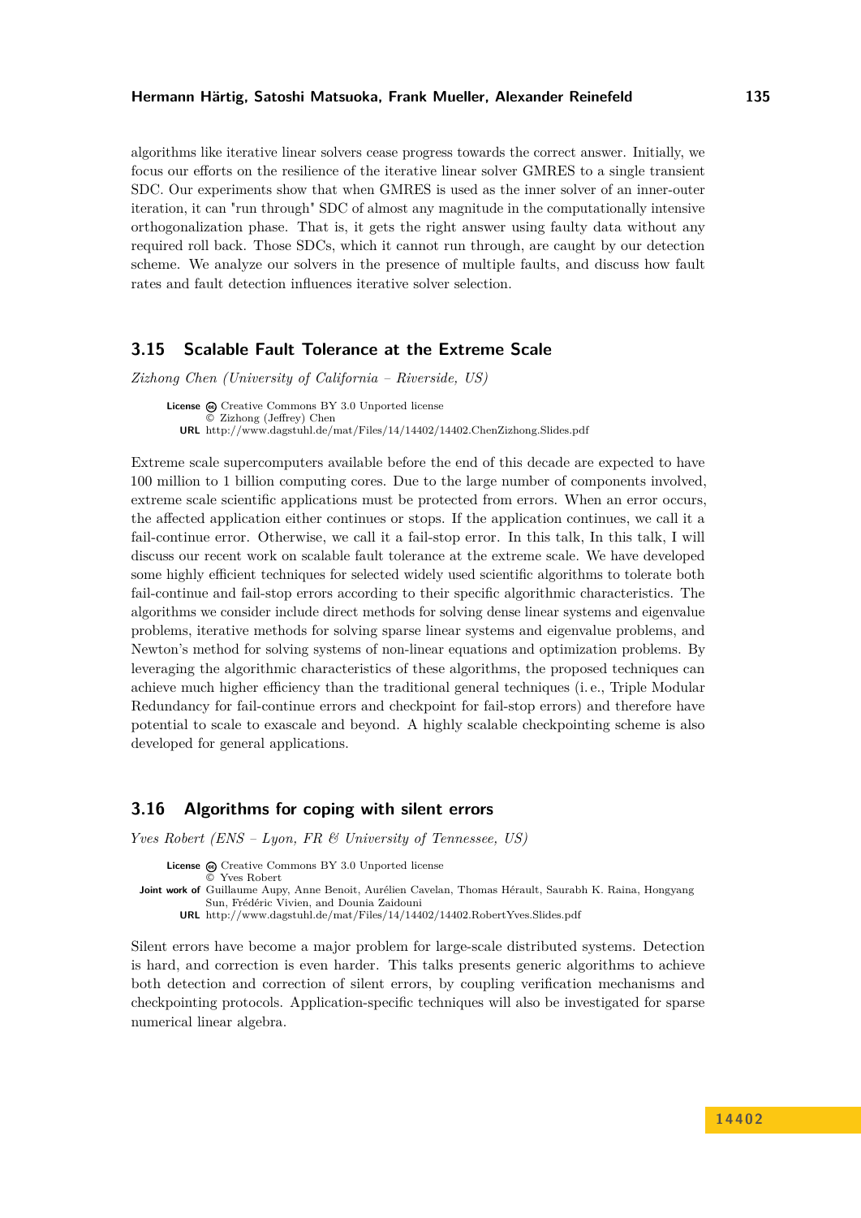algorithms like iterative linear solvers cease progress towards the correct answer. Initially, we focus our efforts on the resilience of the iterative linear solver GMRES to a single transient SDC. Our experiments show that when GMRES is used as the inner solver of an inner-outer iteration, it can "run through" SDC of almost any magnitude in the computationally intensive orthogonalization phase. That is, it gets the right answer using faulty data without any required roll back. Those SDCs, which it cannot run through, are caught by our detection scheme. We analyze our solvers in the presence of multiple faults, and discuss how fault rates and fault detection influences iterative solver selection.

## 3.15 Scalable Fault Tolerance at the Extreme Scale

*Zizhong Chen (University of California – Riverside, US)*

**License** Creative Commons BY 3.0 Unported license
© Zizhong (Jeffrey) Chen
**URL** http://www.dagstuhl.de/mat/Files/14/14402/14402.ChenZizhong.Slides.pdf

Extreme scale supercomputers available before the end of this decade are expected to have 100 million to 1 billion computing cores. Due to the large number of components involved, extreme scale scientific applications must be protected from errors. When an error occurs, the affected application either continues or stops. If the application continues, we call it a fail-continue error. Otherwise, we call it a fail-stop error. In this talk, In this talk, I will discuss our recent work on scalable fault tolerance at the extreme scale. We have developed some highly efficient techniques for selected widely used scientific algorithms to tolerate both fail-continue and fail-stop errors according to their specific algorithmic characteristics. The algorithms we consider include direct methods for solving dense linear systems and eigenvalue problems, iterative methods for solving sparse linear systems and eigenvalue problems, and Newton's method for solving systems of non-linear equations and optimization problems. By leveraging the algorithmic characteristics of these algorithms, the proposed techniques can achieve much higher efficiency than the traditional general techniques (i.e., Triple Modular Redundancy for fail-continue errors and checkpoint for fail-stop errors) and therefore have potential to scale to exascale and beyond. A highly scalable checkpointing scheme is also developed for general applications.

## 3.16 Algorithms for coping with silent errors

*Yves Robert (ENS – Lyon, FR & University of Tennessee, US)*

**License** Creative Commons BY 3.0 Unported license
© Yves Robert
**Joint work of** Guillaume Aupy, Anne Benoit, Aurélien Cavelan, Thomas Hérault, Saurabh K. Raina, Hongyang Sun, Frédéric Vivien, and Dounia Zaidouni
**URL** http://www.dagstuhl.de/mat/Files/14/14402/14402.RobertYves.Slides.pdf

Silent errors have become a major problem for large-scale distributed systems. Detection is hard, and correction is even harder. This talks presents generic algorithms to achieve both detection and correction of silent errors, by coupling verification mechanisms and checkpointing protocols. Application-specific techniques will also be investigated for sparse numerical linear algebra.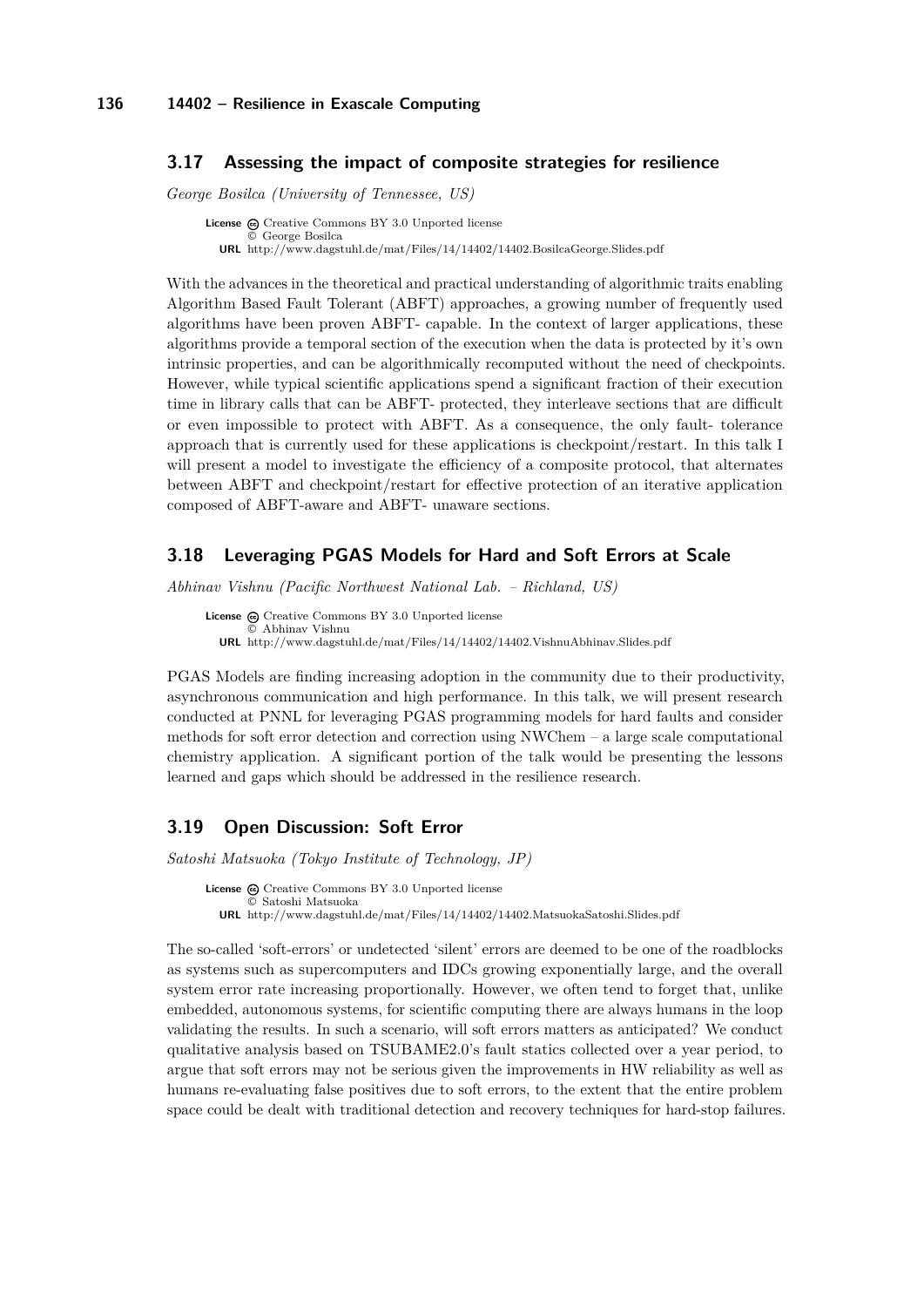### 3.17 Assessing the impact of composite strategies for resilience

*George Bosilca (University of Tennessee, US)*

**License** Creative Commons BY 3.0 Unported license
© George Bosilca
**URL** http://www.dagstuhl.de/mat/Files/14/14402/14402.BosilcaGeorge.Slides.pdf

With the advances in the theoretical and practical understanding of algorithmic traits enabling Algorithm Based Fault Tolerant (ABFT) approaches, a growing number of frequently used algorithms have been proven ABFT- capable. In the context of larger applications, these algorithms provide a temporal section of the execution when the data is protected by it's own intrinsic properties, and can be algorithmically recomputed without the need of checkpoints. However, while typical scientific applications spend a significant fraction of their execution time in library calls that can be ABFT- protected, they interleave sections that are difficult or even impossible to protect with ABFT. As a consequence, the only fault- tolerance approach that is currently used for these applications is checkpoint/restart. In this talk I will present a model to investigate the efficiency of a composite protocol, that alternates between ABFT and checkpoint/restart for effective protection of an iterative application composed of ABFT-aware and ABFT- unaware sections.

### 3.18 Leveraging PGAS Models for Hard and Soft Errors at Scale

*Abhinav Vishnu (Pacific Northwest National Lab. – Richland, US)*

**License** Creative Commons BY 3.0 Unported license
© Abhinav Vishnu
**URL** http://www.dagstuhl.de/mat/Files/14/14402/14402.VishnuAbhinav.Slides.pdf

PGAS Models are finding increasing adoption in the community due to their productivity, asynchronous communication and high performance. In this talk, we will present research conducted at PNNL for leveraging PGAS programming models for hard faults and consider methods for soft error detection and correction using NWChem – a large scale computational chemistry application. A significant portion of the talk would be presenting the lessons learned and gaps which should be addressed in the resilience research.

### 3.19 Open Discussion: Soft Error

*Satoshi Matsuoka (Tokyo Institute of Technology, JP)*

**License** Creative Commons BY 3.0 Unported license
© Satoshi Matsuoka
**URL** http://www.dagstuhl.de/mat/Files/14/14402/14402.MatsuokaSatoshi.Slides.pdf

The so-called 'soft-errors' or undetected 'silent' errors are deemed to be one of the roadblocks as systems such as supercomputers and IDCs growing exponentially large, and the overall system error rate increasing proportionally. However, we often tend to forget that, unlike embedded, autonomous systems, for scientific computing there are always humans in the loop validating the results. In such a scenario, will soft errors matters as anticipated? We conduct qualitative analysis based on TSUBAME2.0's fault statics collected over a year period, to argue that soft errors may not be serious given the improvements in HW reliability as well as humans re-evaluating false positives due to soft errors, to the extent that the entire problem space could be dealt with traditional detection and recovery techniques for hard-stop failures.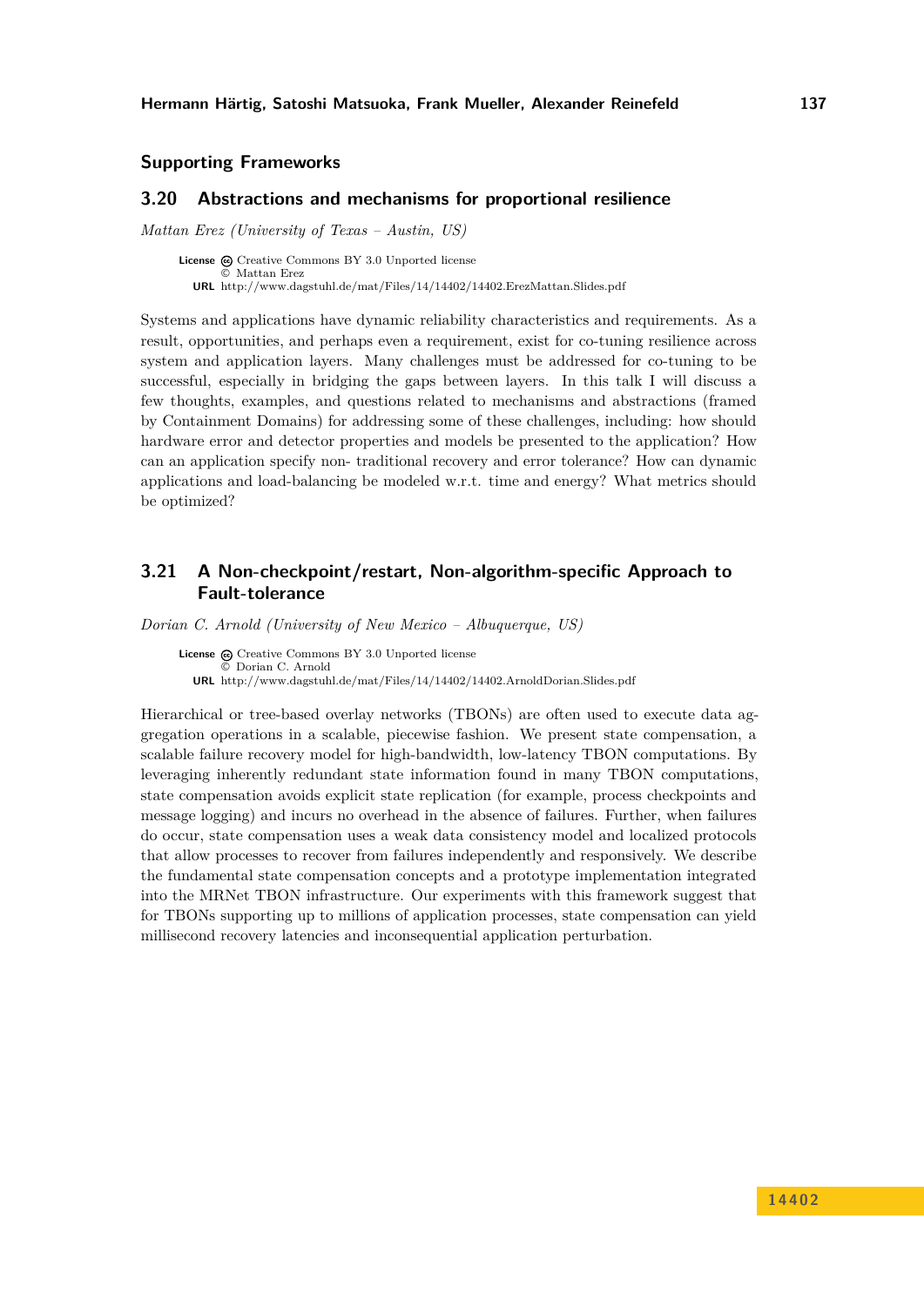## Supporting Frameworks

### 3.20 Abstractions and mechanisms for proportional resilience

*Mattan Erez (University of Texas – Austin, US)*

**License** Creative Commons BY 3.0 Unported license
© Mattan Erez
**URL** http://www.dagstuhl.de/mat/Files/14/14402/14402.ErezMattan.Slides.pdf

Systems and applications have dynamic reliability characteristics and requirements. As a result, opportunities, and perhaps even a requirement, exist for co-tuning resilience across system and application layers. Many challenges must be addressed for co-tuning to be successful, especially in bridging the gaps between layers. In this talk I will discuss a few thoughts, examples, and questions related to mechanisms and abstractions (framed by Containment Domains) for addressing some of these challenges, including: how should hardware error and detector properties and models be presented to the application? How can an application specify non- traditional recovery and error tolerance? How can dynamic applications and load-balancing be modeled w.r.t. time and energy? What metrics should be optimized?

### 3.21 A Non-checkpoint/restart, Non-algorithm-specific Approach to Fault-tolerance

*Dorian C. Arnold (University of New Mexico – Albuquerque, US)*

**License** Creative Commons BY 3.0 Unported license
© Dorian C. Arnold
**URL** http://www.dagstuhl.de/mat/Files/14/14402/14402.ArnoldDorian.Slides.pdf

Hierarchical or tree-based overlay networks (TBONs) are often used to execute data aggregation operations in a scalable, piecewise fashion. We present state compensation, a scalable failure recovery model for high-bandwidth, low-latency TBON computations. By leveraging inherently redundant state information found in many TBON computations, state compensation avoids explicit state replication (for example, process checkpoints and message logging) and incurs no overhead in the absence of failures. Further, when failures do occur, state compensation uses a weak data consistency model and localized protocols that allow processes to recover from failures independently and responsively. We describe the fundamental state compensation concepts and a prototype implementation integrated into the MRNet TBON infrastructure. Our experiments with this framework suggest that for TBONs supporting up to millions of application processes, state compensation can yield millisecond recovery latencies and inconsequential application perturbation.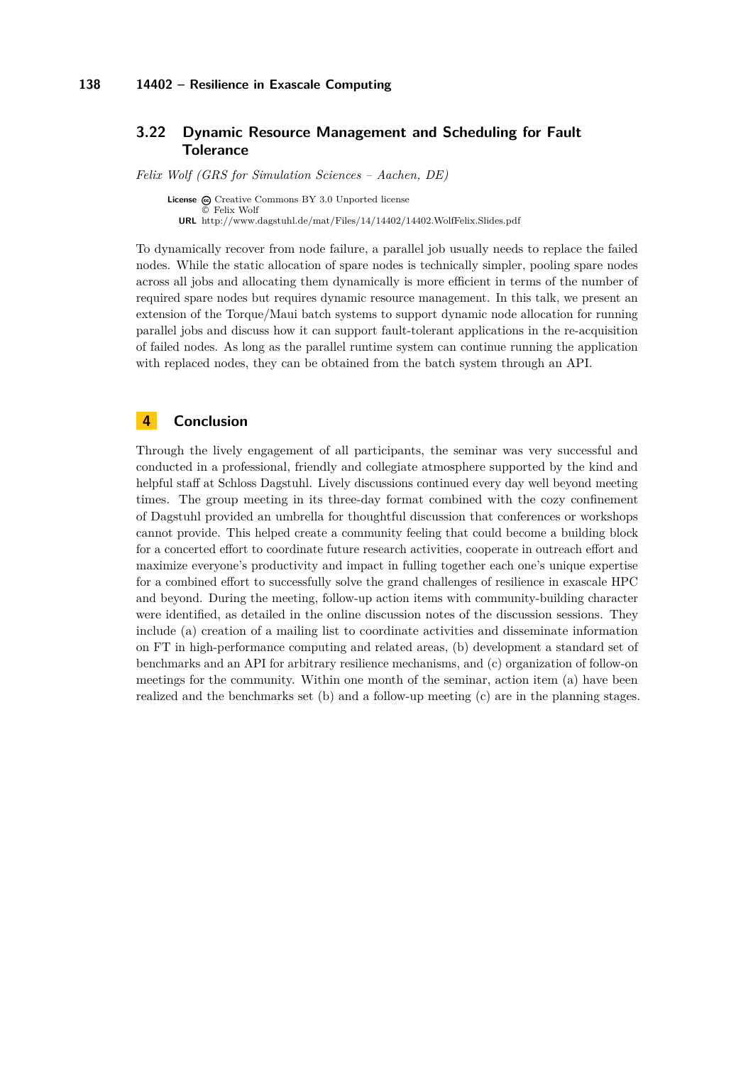### 3.22 Dynamic Resource Management and Scheduling for Fault Tolerance

*Felix Wolf (GRS for Simulation Sciences – Aachen, DE)*

**License** Creative Commons BY 3.0 Unported license
© Felix Wolf
**URL** http://www.dagstuhl.de/mat/Files/14/14402/14402.WolfFelix.Slides.pdf

To dynamically recover from node failure, a parallel job usually needs to replace the failed nodes. While the static allocation of spare nodes is technically simpler, pooling spare nodes across all jobs and allocating them dynamically is more efficient in terms of the number of required spare nodes but requires dynamic resource management. In this talk, we present an extension of the Torque/Maui batch systems to support dynamic node allocation for running parallel jobs and discuss how it can support fault-tolerant applications in the re-acquisition of failed nodes. As long as the parallel runtime system can continue running the application with replaced nodes, they can be obtained from the batch system through an API.

## 4 Conclusion

Through the lively engagement of all participants, the seminar was very successful and conducted in a professional, friendly and collegiate atmosphere supported by the kind and helpful staff at Schloss Dagstuhl. Lively discussions continued every day well beyond meeting times. The group meeting in its three-day format combined with the cozy confinement of Dagstuhl provided an umbrella for thoughtful discussion that conferences or workshops cannot provide. This helped create a community feeling that could become a building block for a concerted effort to coordinate future research activities, cooperate in outreach effort and maximize everyone's productivity and impact in fulling together each one's unique expertise for a combined effort to successfully solve the grand challenges of resilience in exascale HPC and beyond. During the meeting, follow-up action items with community-building character were identified, as detailed in the online discussion notes of the discussion sessions. They include (a) creation of a mailing list to coordinate activities and disseminate information on FT in high-performance computing and related areas, (b) development a standard set of benchmarks and an API for arbitrary resilience mechanisms, and (c) organization of follow-on meetings for the community. Within one month of the seminar, action item (a) have been realized and the benchmarks set (b) and a follow-up meeting (c) are in the planning stages.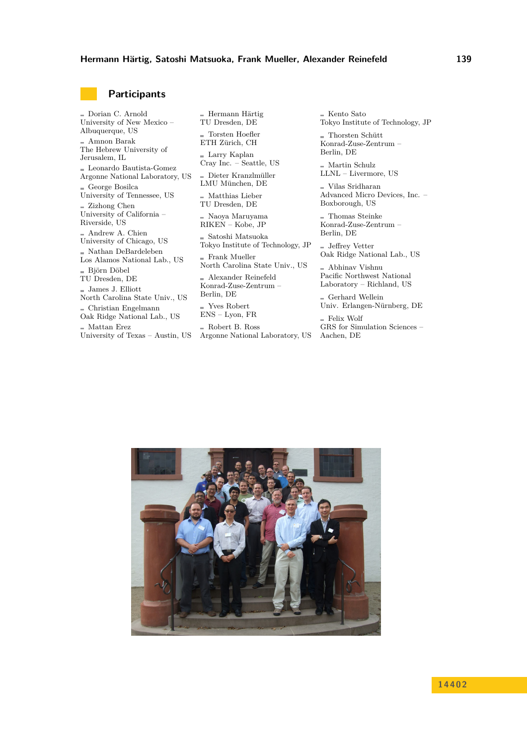## Participants

- Dorian C. Arnold
University of New Mexico – Albuquerque, US
- Amnon Barak
The Hebrew University of Jerusalem, IL
- Leonardo Bautista-Gomez
Argonne National Laboratory, US
- George Bosilca
University of Tennessee, US
- Zizhong Chen
University of California – Riverside, US
- Andrew A. Chien
University of Chicago, US
- Nathan DeBardeleben
Los Alamos National Lab., US
- Björn Döbel
TU Dresden, DE
- James J. Elliott
North Carolina State Univ., US
- Christian Engelmann
Oak Ridge National Lab., US
- Mattan Erez
University of Texas – Austin, US
- Hermann Härtig
TU Dresden, DE
- Torsten Hoefler
ETH Zürich, CH
- Larry Kaplan
Cray Inc. – Seattle, US
- Dieter Kranzlmüller
LMU München, DE
- Matthias Lieber
TU Dresden, DE
- Naoya Maruyama
RIKEN – Kobe, JP
- Satoshi Matsuoka
Tokyo Institute of Technology, JP
- Frank Mueller
North Carolina State Univ., US
- Alexander Reinefeld
Konrad-Zuse-Zentrum – Berlin, DE
- Yves Robert
ENS – Lyon, FR
- Robert B. Ross
Argonne National Laboratory, US
- Kento Sato
Tokyo Institute of Technology, JP
- Thorsten Schütt
Konrad-Zuse-Zentrum – Berlin, DE
- Martin Schulz
LLNL – Livermore, US
- Vilas Sridharan
Advanced Micro Devices, Inc. – Boxborough, US
- Thomas Steinke
Konrad-Zuse-Zentrum – Berlin, DE
- Jeffrey Vetter
Oak Ridge National Lab., US
- Abhinav Vishnu
Pacific Northwest National Laboratory – Richland, US
- Gerhard Wellein
Univ. Erlangen-Nürnberg, DE
- Felix Wolf
GRS for Simulation Sciences – Aachen, DE